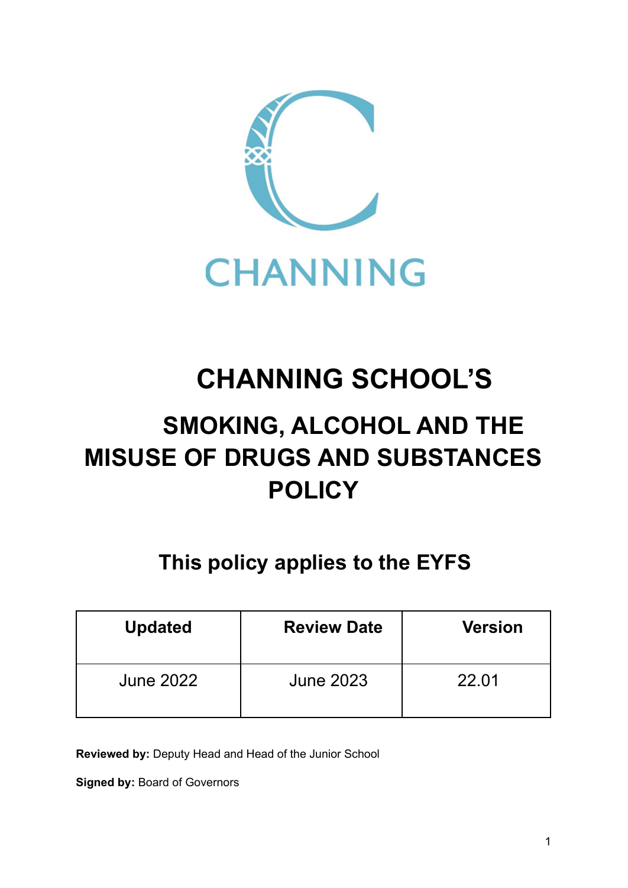CHANNING

# CHANNING SCHOOL'S

## SMOKING, ALCOHOL AND THE MISUSE OF DRUGS AND SUBSTANCES POLICY

### This policy applies to the EYFS

| Updated | Review Date | Version |
|---|---|---|
| June 2022 | June 2023 | 22.01 |

**Reviewed by:** Deputy Head and Head of the Junior School

**Signed by:** Board of Governors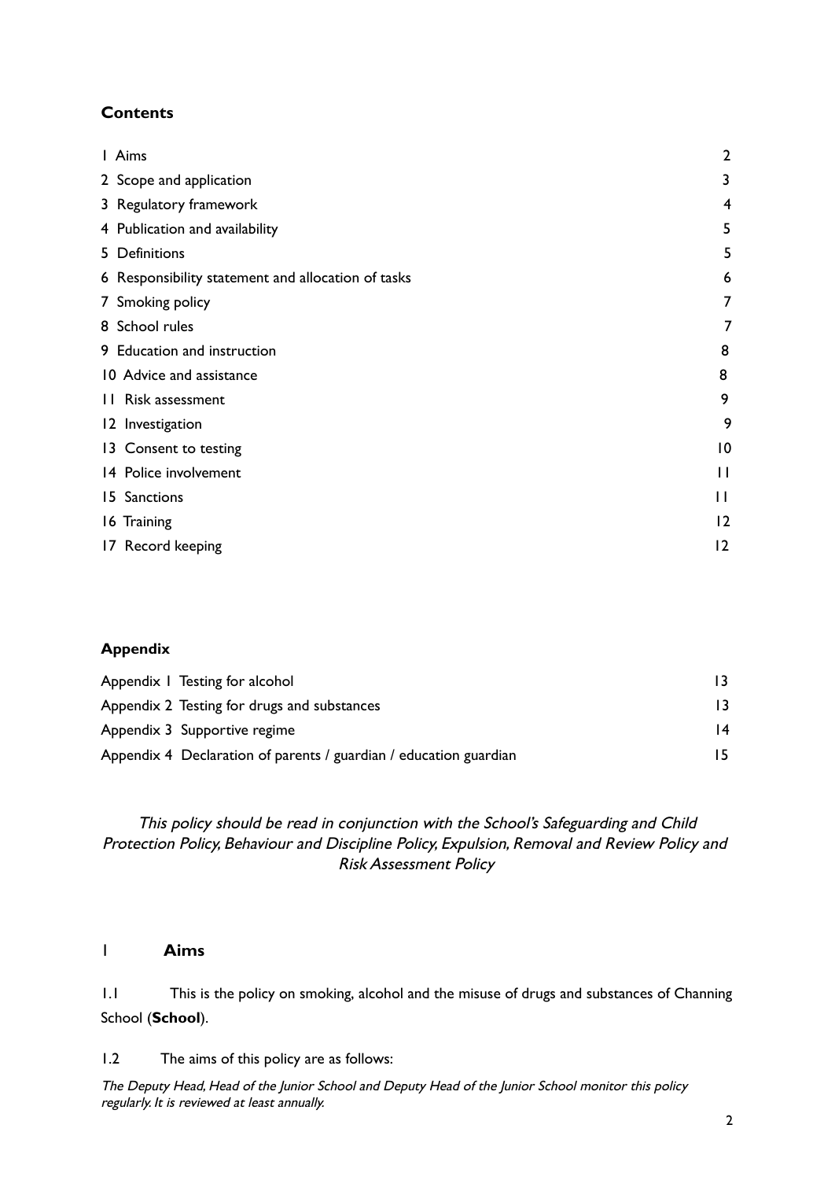**Contents**

| | |
|---|---|
| 1 Aims | 2 |
| 2 Scope and application | 3 |
| 3 Regulatory framework | 4 |
| 4 Publication and availability | 5 |
| 5 Definitions | 5 |
| 6 Responsibility statement and allocation of tasks | 6 |
| 7 Smoking policy | 7 |
| 8 School rules | 7 |
| 9 Education and instruction | 8 |
| 10 Advice and assistance | 8 |
| 11 Risk assessment | 9 |
| 12 Investigation | 9 |
| 13 Consent to testing | 10 |
| 14 Police involvement | 11 |
| 15 Sanctions | 11 |
| 16 Training | 12 |
| 17 Record keeping | 12 |

**Appendix**

| | |
|---|---|
| Appendix 1 Testing for alcohol | 13 |
| Appendix 2 Testing for drugs and substances | 13 |
| Appendix 3 Supportive regime | 14 |
| Appendix 4 Declaration of parents / guardian / education guardian | 15 |

*This policy should be read in conjunction with the School's Safeguarding and Child Protection Policy, Behaviour and Discipline Policy, Expulsion, Removal and Review Policy and Risk Assessment Policy*

# 1 Aims

1.1 This is the policy on smoking, alcohol and the misuse of drugs and substances of Channing School (**School**).

1.2 The aims of this policy are as follows:

*The Deputy Head, Head of the Junior School and Deputy Head of the Junior School monitor this policy regularly. It is reviewed at least annually.*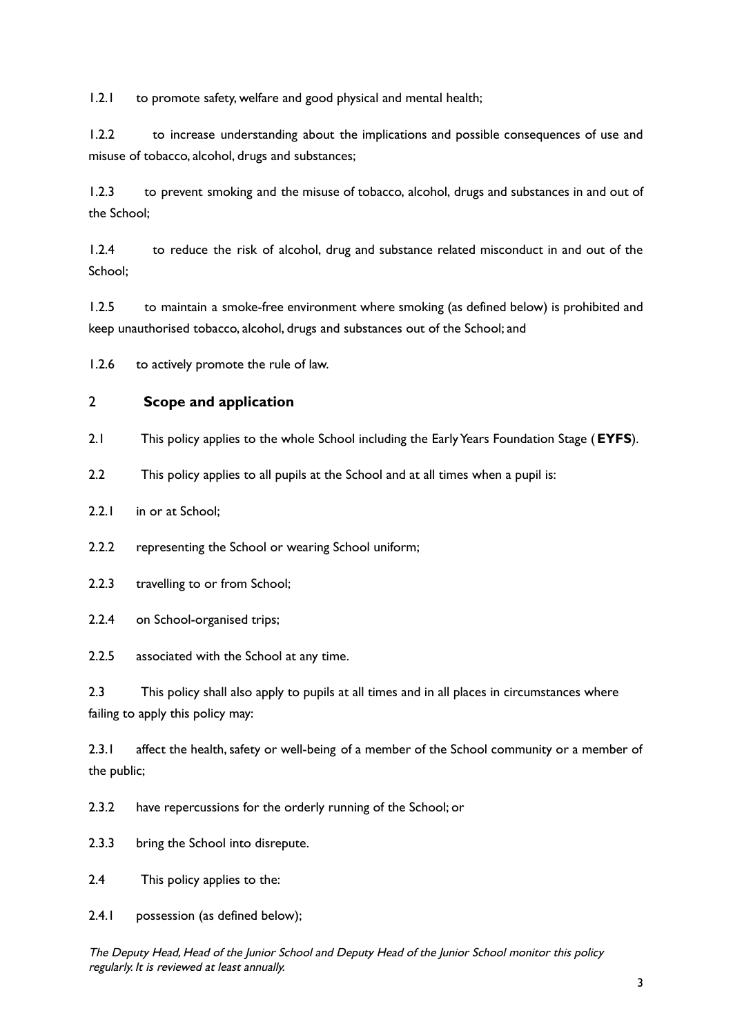1.2.1 to promote safety, welfare and good physical and mental health;

1.2.2 to increase understanding about the implications and possible consequences of use and misuse of tobacco, alcohol, drugs and substances;

1.2.3 to prevent smoking and the misuse of tobacco, alcohol, drugs and substances in and out of the School;

1.2.4 to reduce the risk of alcohol, drug and substance related misconduct in and out of the School;

1.2.5 to maintain a smoke-free environment where smoking (as defined below) is prohibited and keep unauthorised tobacco, alcohol, drugs and substances out of the School; and

1.2.6 to actively promote the rule of law.

## 2 Scope and application

2.1 This policy applies to the whole School including the Early Years Foundation Stage (**EYFS**).

2.2 This policy applies to all pupils at the School and at all times when a pupil is:

2.2.1 in or at School;

2.2.2 representing the School or wearing School uniform;

2.2.3 travelling to or from School;

2.2.4 on School-organised trips;

2.2.5 associated with the School at any time.

2.3 This policy shall also apply to pupils at all times and in all places in circumstances where failing to apply this policy may:

2.3.1 affect the health, safety or well-being of a member of the School community or a member of the public;

2.3.2 have repercussions for the orderly running of the School; or

2.3.3 bring the School into disrepute.

2.4 This policy applies to the:

2.4.1 possession (as defined below);

*The Deputy Head, Head of the Junior School and Deputy Head of the Junior School monitor this policy regularly. It is reviewed at least annually.*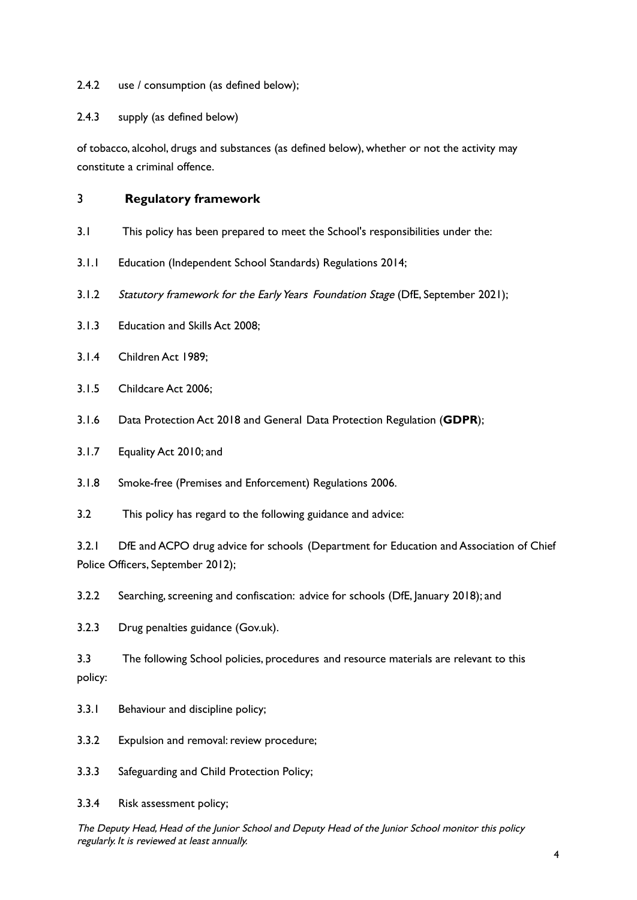2.4.2 use / consumption (as defined below);

2.4.3 supply (as defined below)

of tobacco, alcohol, drugs and substances (as defined below), whether or not the activity may constitute a criminal offence.

## 3 Regulatory framework

3.1 This policy has been prepared to meet the School's responsibilities under the:

3.1.1 Education (Independent School Standards) Regulations 2014;

3.1.2 *Statutory framework for the Early Years Foundation Stage* (DfE, September 2021);

3.1.3 Education and Skills Act 2008;

3.1.4 Children Act 1989;

3.1.5 Childcare Act 2006;

3.1.6 Data Protection Act 2018 and General Data Protection Regulation (**GDPR**);

3.1.7 Equality Act 2010; and

3.1.8 Smoke-free (Premises and Enforcement) Regulations 2006.

3.2 This policy has regard to the following guidance and advice:

3.2.1 DfE and ACPO drug advice for schools (Department for Education and Association of Chief Police Officers, September 2012);

3.2.2 Searching, screening and confiscation: advice for schools (DfE, January 2018); and

3.2.3 Drug penalties guidance (Gov.uk).

3.3 The following School policies, procedures and resource materials are relevant to this policy:

3.3.1 Behaviour and discipline policy;

3.3.2 Expulsion and removal: review procedure;

3.3.3 Safeguarding and Child Protection Policy;

3.3.4 Risk assessment policy;

*The Deputy Head, Head of the Junior School and Deputy Head of the Junior School monitor this policy regularly. It is reviewed at least annually.*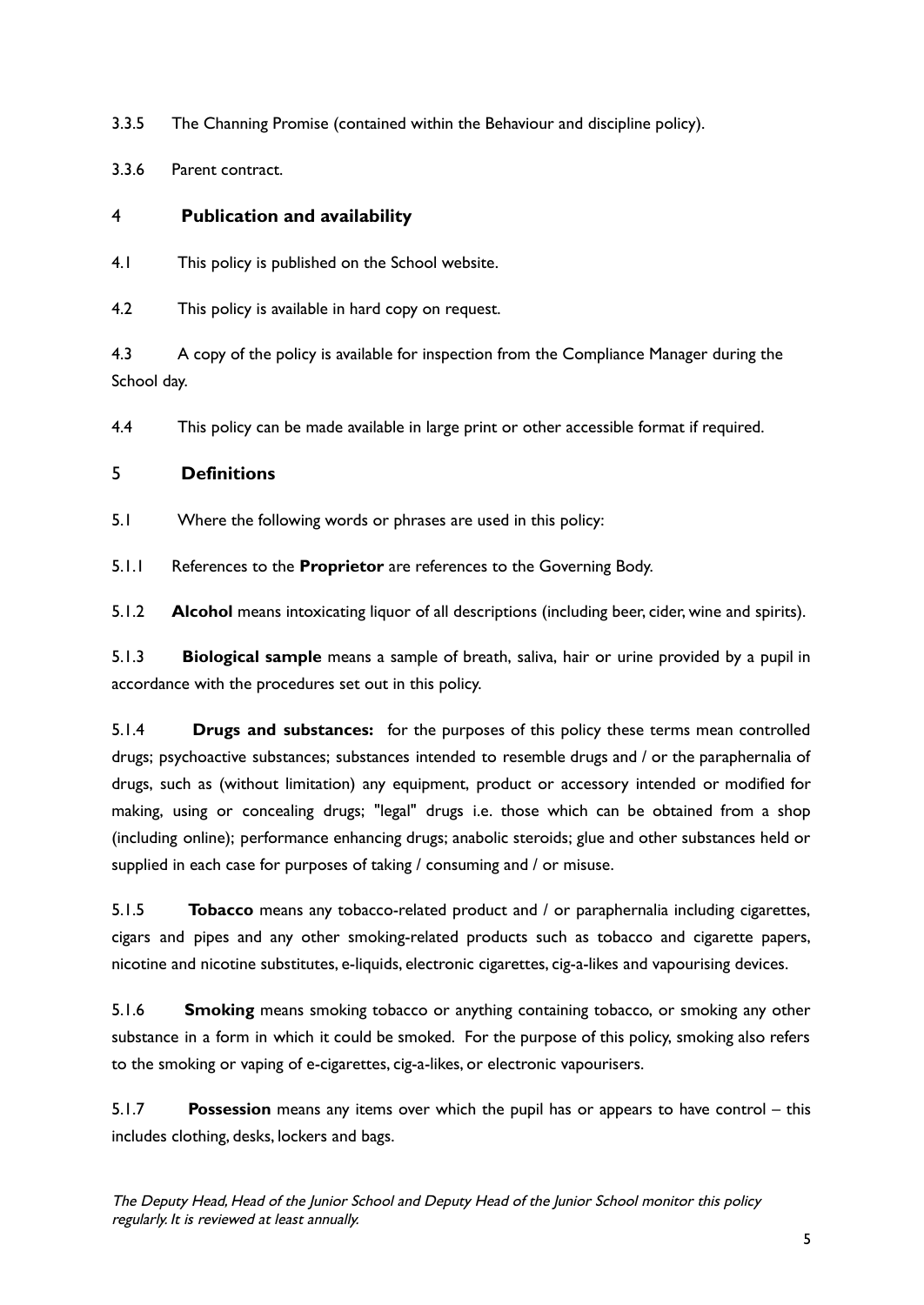3.3.5 The Channing Promise (contained within the Behaviour and discipline policy).

3.3.6 Parent contract.

## 4 Publication and availability

4.1 This policy is published on the School website.

4.2 This policy is available in hard copy on request.

4.3 A copy of the policy is available for inspection from the Compliance Manager during the School day.

4.4 This policy can be made available in large print or other accessible format if required.

## 5 Definitions

5.1 Where the following words or phrases are used in this policy:

5.1.1 References to the **Proprietor** are references to the Governing Body.

5.1.2 **Alcohol** means intoxicating liquor of all descriptions (including beer, cider, wine and spirits).

5.1.3 **Biological sample** means a sample of breath, saliva, hair or urine provided by a pupil in accordance with the procedures set out in this policy.

5.1.4 **Drugs and substances:** for the purposes of this policy these terms mean controlled drugs; psychoactive substances; substances intended to resemble drugs and / or the paraphernalia of drugs, such as (without limitation) any equipment, product or accessory intended or modified for making, using or concealing drugs; "legal" drugs i.e. those which can be obtained from a shop (including online); performance enhancing drugs; anabolic steroids; glue and other substances held or supplied in each case for purposes of taking / consuming and / or misuse.

5.1.5 **Tobacco** means any tobacco-related product and / or paraphernalia including cigarettes, cigars and pipes and any other smoking-related products such as tobacco and cigarette papers, nicotine and nicotine substitutes, e-liquids, electronic cigarettes, cig-a-likes and vapourising devices.

5.1.6 **Smoking** means smoking tobacco or anything containing tobacco, or smoking any other substance in a form in which it could be smoked. For the purpose of this policy, smoking also refers to the smoking or vaping of e-cigarettes, cig-a-likes, or electronic vapourisers.

5.1.7 **Possession** means any items over which the pupil has or appears to have control – this includes clothing, desks, lockers and bags.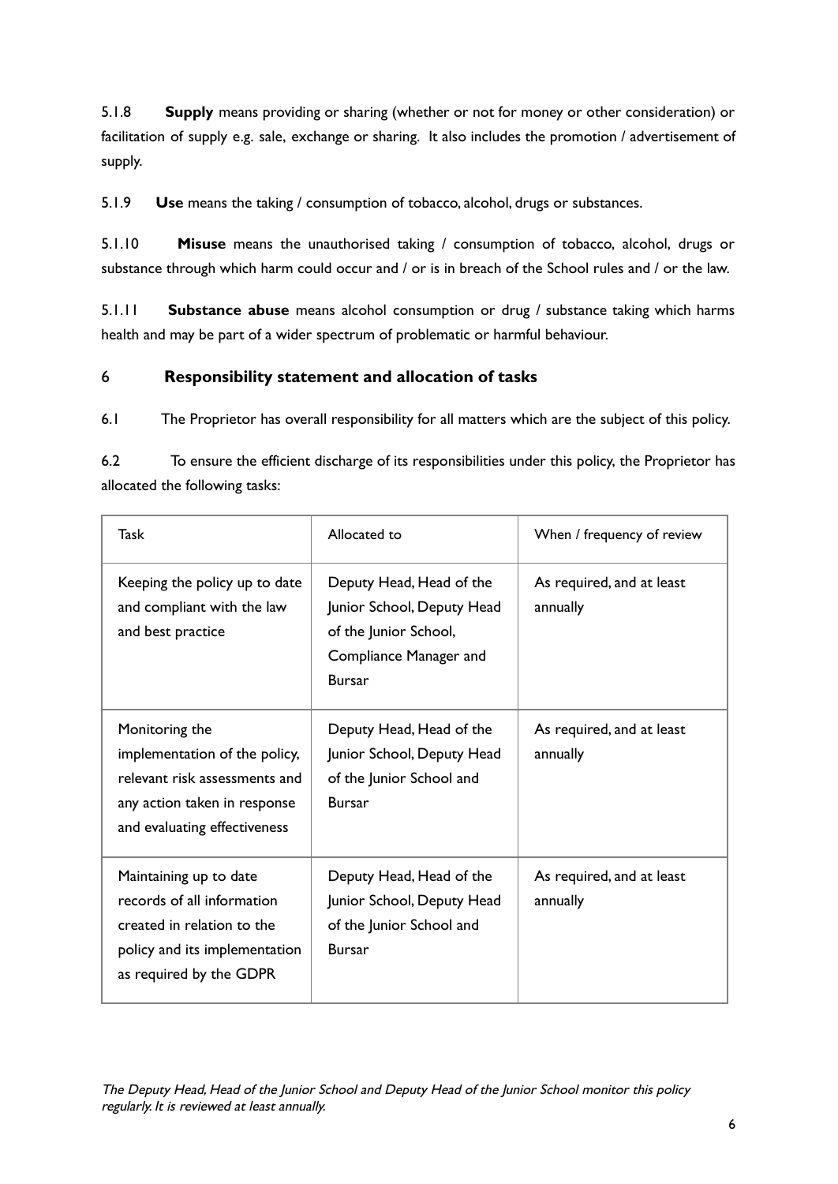5.1.8 **Supply** means providing or sharing (whether or not for money or other consideration) or facilitation of supply e.g. sale, exchange or sharing. It also includes the promotion / advertisement of supply.

5.1.9 **Use** means the taking / consumption of tobacco, alcohol, drugs or substances.

5.1.10 **Misuse** means the unauthorised taking / consumption of tobacco, alcohol, drugs or substance through which harm could occur and / or is in breach of the School rules and / or the law.

5.1.11 **Substance abuse** means alcohol consumption or drug / substance taking which harms health and may be part of a wider spectrum of problematic or harmful behaviour.

## 6 Responsibility statement and allocation of tasks

6.1 The Proprietor has overall responsibility for all matters which are the subject of this policy.

6.2 To ensure the efficient discharge of its responsibilities under this policy, the Proprietor has allocated the following tasks:

| Task | Allocated to | When / frequency of review |
|---|---|---|
| Keeping the policy up to date and compliant with the law and best practice | Deputy Head, Head of the Junior School, Deputy Head of the Junior School, Compliance Manager and Bursar | As required, and at least annually |
| Monitoring the implementation of the policy, relevant risk assessments and any action taken in response and evaluating effectiveness | Deputy Head, Head of the Junior School, Deputy Head of the Junior School and Bursar | As required, and at least annually |
| Maintaining up to date records of all information created in relation to the policy and its implementation as required by the GDPR | Deputy Head, Head of the Junior School, Deputy Head of the Junior School and Bursar | As required, and at least annually |

*The Deputy Head, Head of the Junior School and Deputy Head of the Junior School monitor this policy regularly. It is reviewed at least annually.*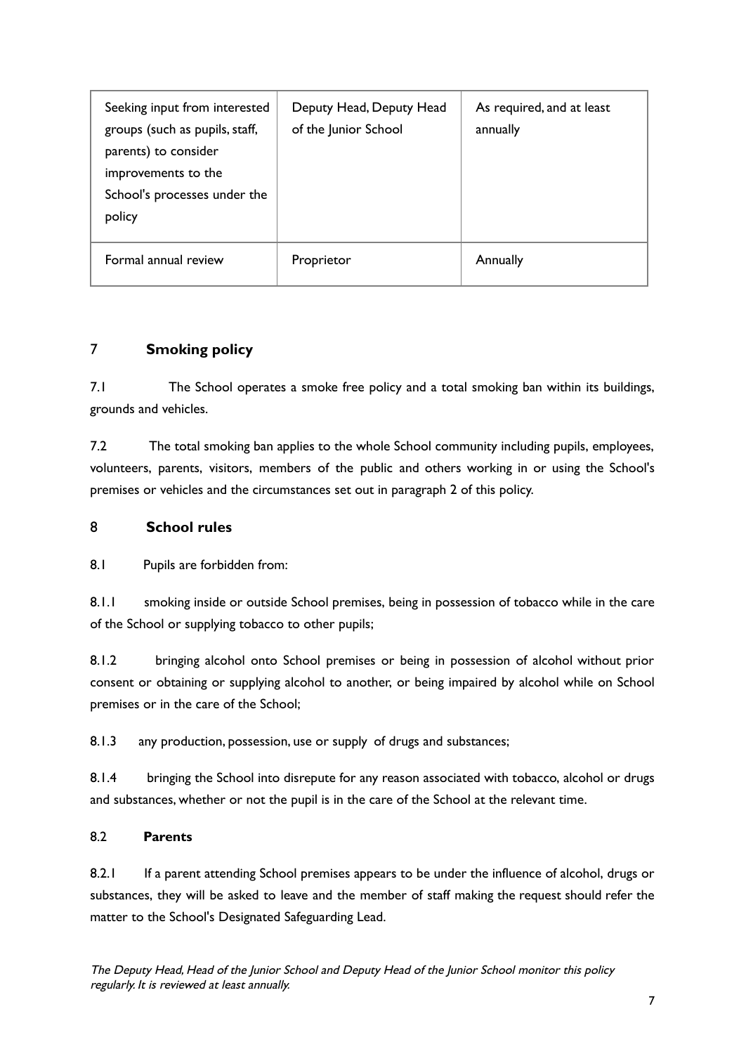| Seeking input from interested groups (such as pupils, staff, parents) to consider improvements to the School's processes under the policy | Deputy Head, Deputy Head of the Junior School | As required, and at least annually |
|---|---|---|
| Formal annual review | Proprietor | Annually |

## 7 Smoking policy

7.1 The School operates a smoke free policy and a total smoking ban within its buildings, grounds and vehicles.

7.2 The total smoking ban applies to the whole School community including pupils, employees, volunteers, parents, visitors, members of the public and others working in or using the School's premises or vehicles and the circumstances set out in paragraph 2 of this policy.

## 8 School rules

8.1 Pupils are forbidden from:

8.1.1 smoking inside or outside School premises, being in possession of tobacco while in the care of the School or supplying tobacco to other pupils;

8.1.2 bringing alcohol onto School premises or being in possession of alcohol without prior consent or obtaining or supplying alcohol to another, or being impaired by alcohol while on School premises or in the care of the School;

8.1.3 any production, possession, use or supply of drugs and substances;

8.1.4 bringing the School into disrepute for any reason associated with tobacco, alcohol or drugs and substances, whether or not the pupil is in the care of the School at the relevant time.

### 8.2 Parents

8.2.1 If a parent attending School premises appears to be under the influence of alcohol, drugs or substances, they will be asked to leave and the member of staff making the request should refer the matter to the School's Designated Safeguarding Lead.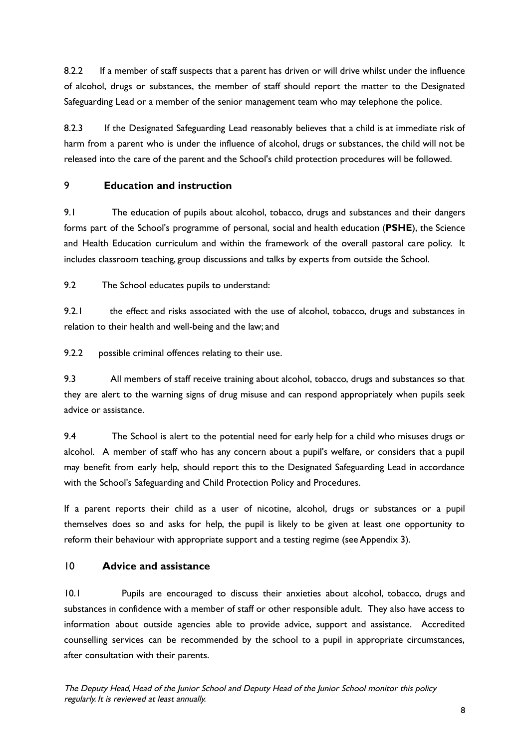8.2.2 If a member of staff suspects that a parent has driven or will drive whilst under the influence of alcohol, drugs or substances, the member of staff should report the matter to the Designated Safeguarding Lead or a member of the senior management team who may telephone the police.

8.2.3 If the Designated Safeguarding Lead reasonably believes that a child is at immediate risk of harm from a parent who is under the influence of alcohol, drugs or substances, the child will not be released into the care of the parent and the School's child protection procedures will be followed.

## 9 Education and instruction

9.1 The education of pupils about alcohol, tobacco, drugs and substances and their dangers forms part of the School's programme of personal, social and health education (**PSHE**), the Science and Health Education curriculum and within the framework of the overall pastoral care policy. It includes classroom teaching, group discussions and talks by experts from outside the School.

9.2 The School educates pupils to understand:

9.2.1 the effect and risks associated with the use of alcohol, tobacco, drugs and substances in relation to their health and well-being and the law; and

9.2.2 possible criminal offences relating to their use.

9.3 All members of staff receive training about alcohol, tobacco, drugs and substances so that they are alert to the warning signs of drug misuse and can respond appropriately when pupils seek advice or assistance.

9.4 The School is alert to the potential need for early help for a child who misuses drugs or alcohol. A member of staff who has any concern about a pupil's welfare, or considers that a pupil may benefit from early help, should report this to the Designated Safeguarding Lead in accordance with the School's Safeguarding and Child Protection Policy and Procedures.

If a parent reports their child as a user of nicotine, alcohol, drugs or substances or a pupil themselves does so and asks for help, the pupil is likely to be given at least one opportunity to reform their behaviour with appropriate support and a testing regime (see Appendix 3).

## 10 Advice and assistance

10.1 Pupils are encouraged to discuss their anxieties about alcohol, tobacco, drugs and substances in confidence with a member of staff or other responsible adult. They also have access to information about outside agencies able to provide advice, support and assistance. Accredited counselling services can be recommended by the school to a pupil in appropriate circumstances, after consultation with their parents.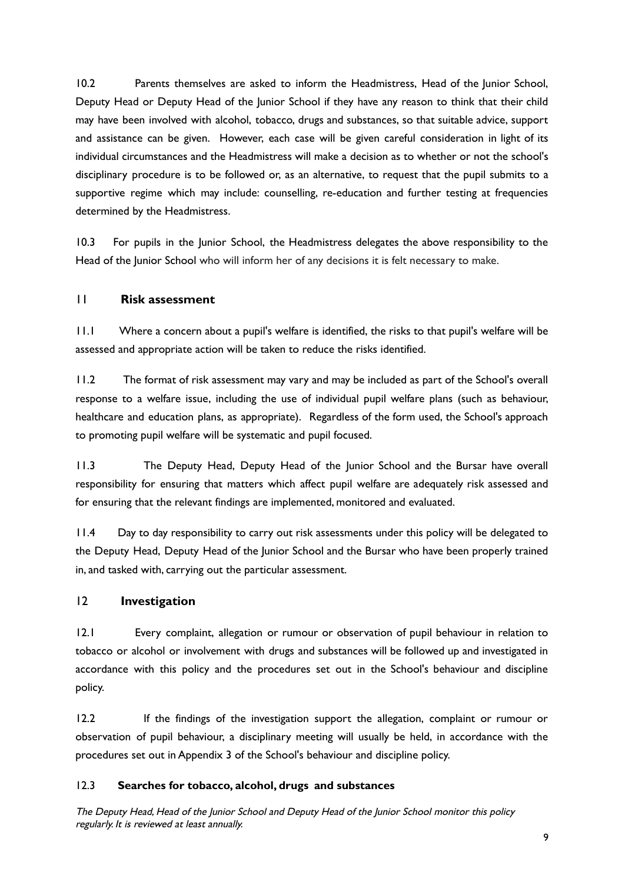10.2 Parents themselves are asked to inform the Headmistress, Head of the Junior School, Deputy Head or Deputy Head of the Junior School if they have any reason to think that their child may have been involved with alcohol, tobacco, drugs and substances, so that suitable advice, support and assistance can be given. However, each case will be given careful consideration in light of its individual circumstances and the Headmistress will make a decision as to whether or not the school's disciplinary procedure is to be followed or, as an alternative, to request that the pupil submits to a supportive regime which may include: counselling, re-education and further testing at frequencies determined by the Headmistress.

10.3 For pupils in the Junior School, the Headmistress delegates the above responsibility to the Head of the Junior School who will inform her of any decisions it is felt necessary to make.

## 11 Risk assessment

11.1 Where a concern about a pupil's welfare is identified, the risks to that pupil's welfare will be assessed and appropriate action will be taken to reduce the risks identified.

11.2 The format of risk assessment may vary and may be included as part of the School's overall response to a welfare issue, including the use of individual pupil welfare plans (such as behaviour, healthcare and education plans, as appropriate). Regardless of the form used, the School's approach to promoting pupil welfare will be systematic and pupil focused.

11.3 The Deputy Head, Deputy Head of the Junior School and the Bursar have overall responsibility for ensuring that matters which affect pupil welfare are adequately risk assessed and for ensuring that the relevant findings are implemented, monitored and evaluated.

11.4 Day to day responsibility to carry out risk assessments under this policy will be delegated to the Deputy Head, Deputy Head of the Junior School and the Bursar who have been properly trained in, and tasked with, carrying out the particular assessment.

## 12 Investigation

12.1 Every complaint, allegation or rumour or observation of pupil behaviour in relation to tobacco or alcohol or involvement with drugs and substances will be followed up and investigated in accordance with this policy and the procedures set out in the School's behaviour and discipline policy.

12.2 If the findings of the investigation support the allegation, complaint or rumour or observation of pupil behaviour, a disciplinary meeting will usually be held, in accordance with the procedures set out in Appendix 3 of the School's behaviour and discipline policy.

### 12.3 Searches for tobacco, alcohol, drugs and substances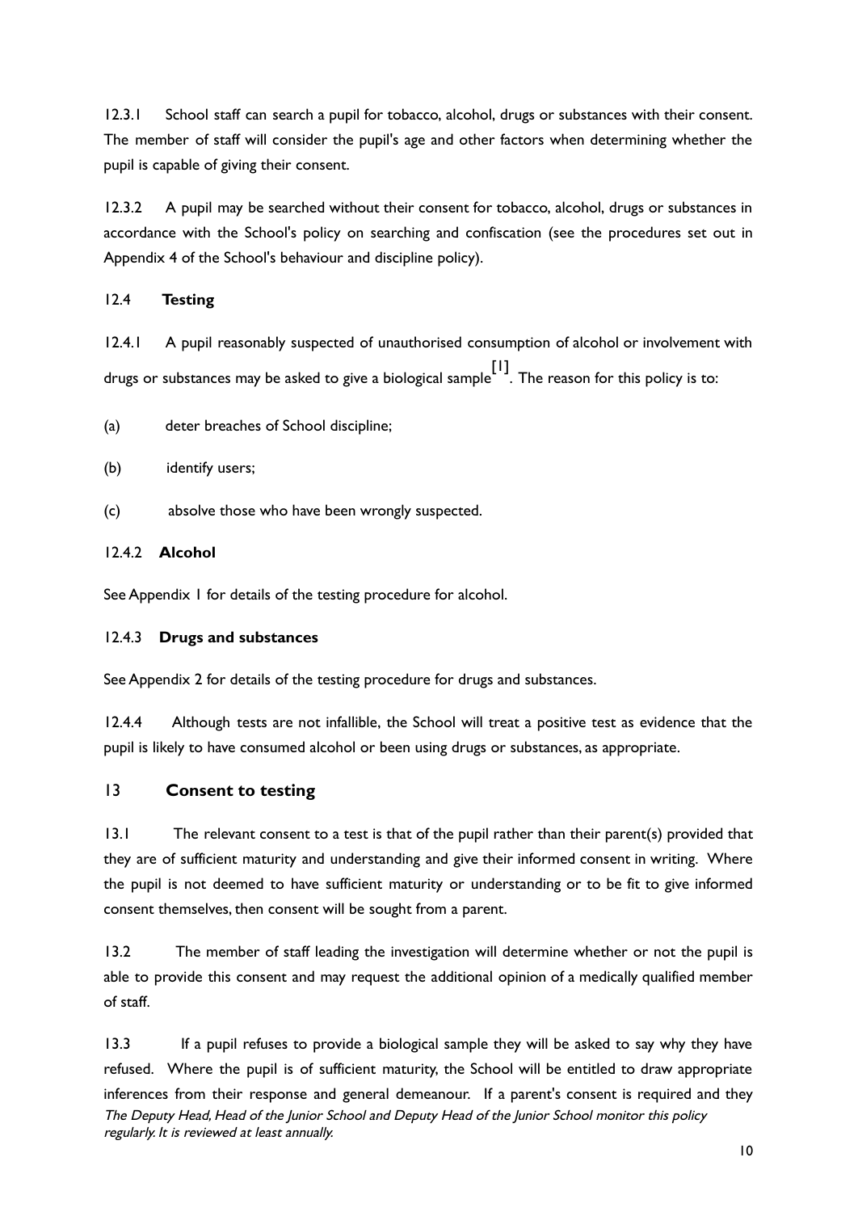12.3.1 School staff can search a pupil for tobacco, alcohol, drugs or substances with their consent. The member of staff will consider the pupil's age and other factors when determining whether the pupil is capable of giving their consent.

12.3.2 A pupil may be searched without their consent for tobacco, alcohol, drugs or substances in accordance with the School's policy on searching and confiscation (see the procedures set out in Appendix 4 of the School's behaviour and discipline policy).

12.4 **Testing**

12.4.1 A pupil reasonably suspected of unauthorised consumption of alcohol or involvement with drugs or substances may be asked to give a biological sample[1]. The reason for this policy is to:

(a) deter breaches of School discipline;

(b) identify users;

(c) absolve those who have been wrongly suspected.

12.4.2 **Alcohol**

See Appendix 1 for details of the testing procedure for alcohol.

12.4.3 **Drugs and substances**

See Appendix 2 for details of the testing procedure for drugs and substances.

12.4.4 Although tests are not infallible, the School will treat a positive test as evidence that the pupil is likely to have consumed alcohol or been using drugs or substances, as appropriate.

## 13 Consent to testing

13.1 The relevant consent to a test is that of the pupil rather than their parent(s) provided that they are of sufficient maturity and understanding and give their informed consent in writing. Where the pupil is not deemed to have sufficient maturity or understanding or to be fit to give informed consent themselves, then consent will be sought from a parent.

13.2 The member of staff leading the investigation will determine whether or not the pupil is able to provide this consent and may request the additional opinion of a medically qualified member of staff.

13.3 If a pupil refuses to provide a biological sample they will be asked to say why they have refused. Where the pupil is of sufficient maturity, the School will be entitled to draw appropriate inferences from their response and general demeanour. If a parent's consent is required and they

*The Deputy Head, Head of the Junior School and Deputy Head of the Junior School monitor this policy regularly. It is reviewed at least annually.*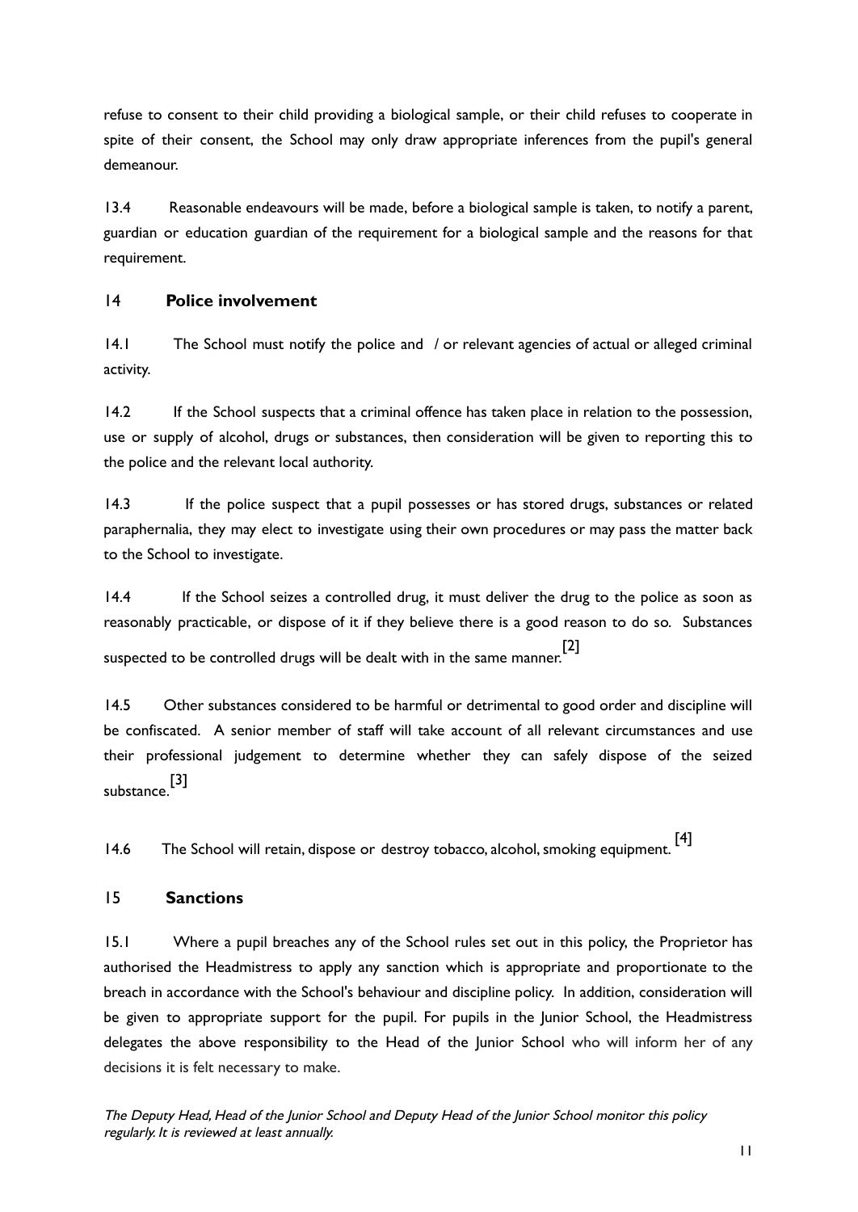refuse to consent to their child providing a biological sample, or their child refuses to cooperate in spite of their consent, the School may only draw appropriate inferences from the pupil's general demeanour.

13.4 Reasonable endeavours will be made, before a biological sample is taken, to notify a parent, guardian or education guardian of the requirement for a biological sample and the reasons for that requirement.

## 14 Police involvement

14.1 The School must notify the police and / or relevant agencies of actual or alleged criminal activity.

14.2 If the School suspects that a criminal offence has taken place in relation to the possession, use or supply of alcohol, drugs or substances, then consideration will be given to reporting this to the police and the relevant local authority.

14.3 If the police suspect that a pupil possesses or has stored drugs, substances or related paraphernalia, they may elect to investigate using their own procedures or may pass the matter back to the School to investigate.

14.4 If the School seizes a controlled drug, it must deliver the drug to the police as soon as reasonably practicable, or dispose of it if they believe there is a good reason to do so. Substances suspected to be controlled drugs will be dealt with in the same manner.[2]

14.5 Other substances considered to be harmful or detrimental to good order and discipline will be confiscated. A senior member of staff will take account of all relevant circumstances and use their professional judgement to determine whether they can safely dispose of the seized substance.[3]

14.6 The School will retain, dispose or destroy tobacco, alcohol, smoking equipment.[4]

## 15 Sanctions

15.1 Where a pupil breaches any of the School rules set out in this policy, the Proprietor has authorised the Headmistress to apply any sanction which is appropriate and proportionate to the breach in accordance with the School's behaviour and discipline policy. In addition, consideration will be given to appropriate support for the pupil. For pupils in the Junior School, the Headmistress delegates the above responsibility to the Head of the Junior School who will inform her of any decisions it is felt necessary to make.

*The Deputy Head, Head of the Junior School and Deputy Head of the Junior School monitor this policy regularly. It is reviewed at least annually.*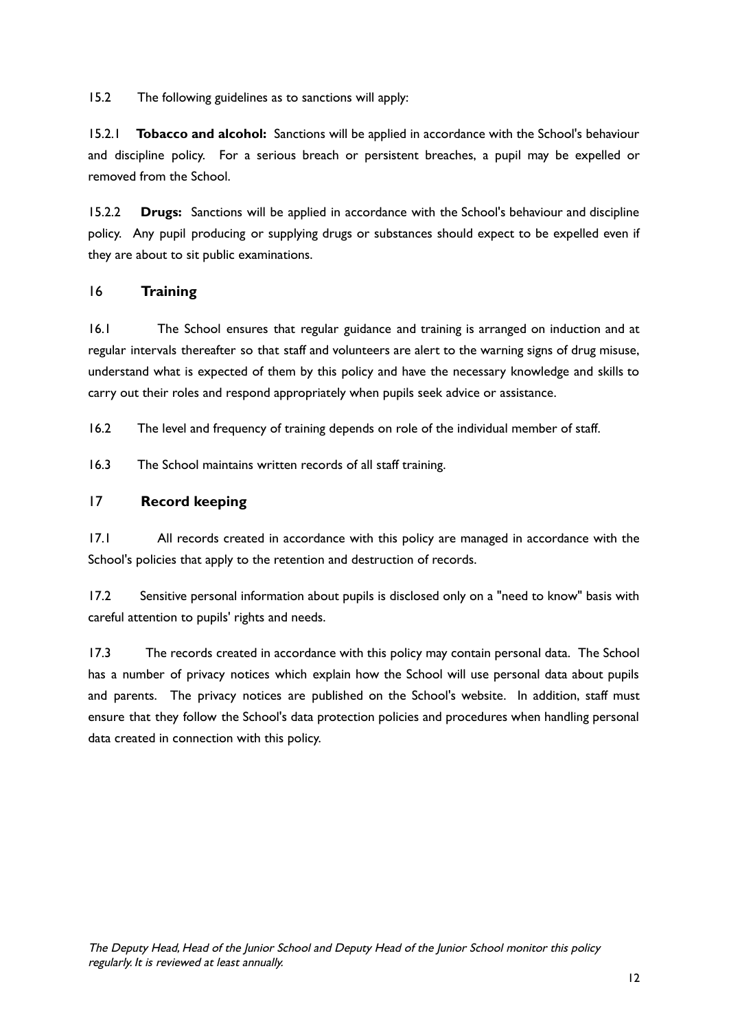15.2 The following guidelines as to sanctions will apply:

15.2.1 **Tobacco and alcohol:** Sanctions will be applied in accordance with the School's behaviour and discipline policy. For a serious breach or persistent breaches, a pupil may be expelled or removed from the School.

15.2.2 **Drugs:** Sanctions will be applied in accordance with the School's behaviour and discipline policy. Any pupil producing or supplying drugs or substances should expect to be expelled even if they are about to sit public examinations.

## 16 Training

16.1 The School ensures that regular guidance and training is arranged on induction and at regular intervals thereafter so that staff and volunteers are alert to the warning signs of drug misuse, understand what is expected of them by this policy and have the necessary knowledge and skills to carry out their roles and respond appropriately when pupils seek advice or assistance.

16.2 The level and frequency of training depends on role of the individual member of staff.

16.3 The School maintains written records of all staff training.

## 17 Record keeping

17.1 All records created in accordance with this policy are managed in accordance with the School's policies that apply to the retention and destruction of records.

17.2 Sensitive personal information about pupils is disclosed only on a "need to know" basis with careful attention to pupils' rights and needs.

17.3 The records created in accordance with this policy may contain personal data. The School has a number of privacy notices which explain how the School will use personal data about pupils and parents. The privacy notices are published on the School's website. In addition, staff must ensure that they follow the School's data protection policies and procedures when handling personal data created in connection with this policy.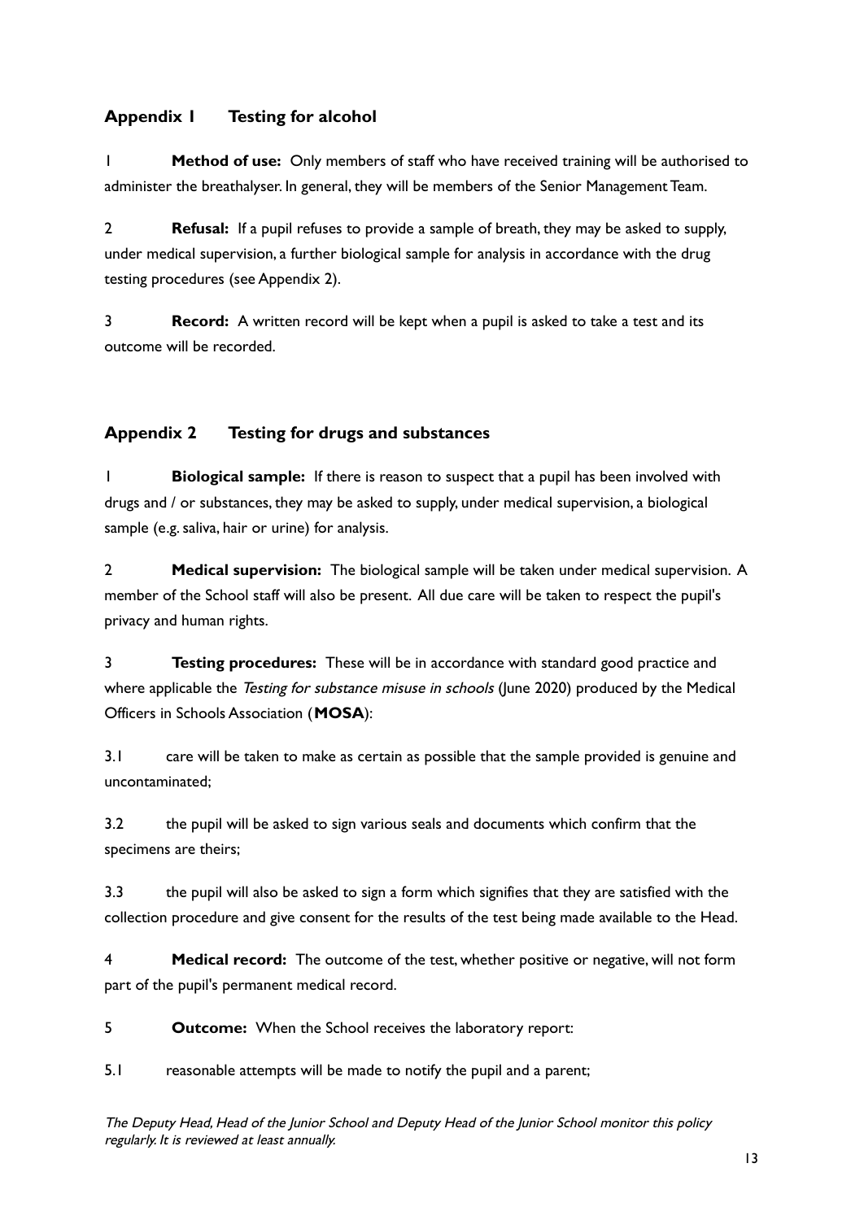## Appendix 1 Testing for alcohol

1 **Method of use:** Only members of staff who have received training will be authorised to administer the breathalyser. In general, they will be members of the Senior Management Team.

2 **Refusal:** If a pupil refuses to provide a sample of breath, they may be asked to supply, under medical supervision, a further biological sample for analysis in accordance with the drug testing procedures (see Appendix 2).

3 **Record:** A written record will be kept when a pupil is asked to take a test and its outcome will be recorded.

## Appendix 2 Testing for drugs and substances

1 **Biological sample:** If there is reason to suspect that a pupil has been involved with drugs and / or substances, they may be asked to supply, under medical supervision, a biological sample (e.g. saliva, hair or urine) for analysis.

2 **Medical supervision:** The biological sample will be taken under medical supervision. A member of the School staff will also be present. All due care will be taken to respect the pupil's privacy and human rights.

3 **Testing procedures:** These will be in accordance with standard good practice and where applicable the *Testing for substance misuse in schools* (June 2020) produced by the Medical Officers in Schools Association (**MOSA**):

3.1 care will be taken to make as certain as possible that the sample provided is genuine and uncontaminated;

3.2 the pupil will be asked to sign various seals and documents which confirm that the specimens are theirs;

3.3 the pupil will also be asked to sign a form which signifies that they are satisfied with the collection procedure and give consent for the results of the test being made available to the Head.

4 **Medical record:** The outcome of the test, whether positive or negative, will not form part of the pupil's permanent medical record.

5 **Outcome:** When the School receives the laboratory report:

5.1 reasonable attempts will be made to notify the pupil and a parent;

*The Deputy Head, Head of the Junior School and Deputy Head of the Junior School monitor this policy regularly. It is reviewed at least annually.*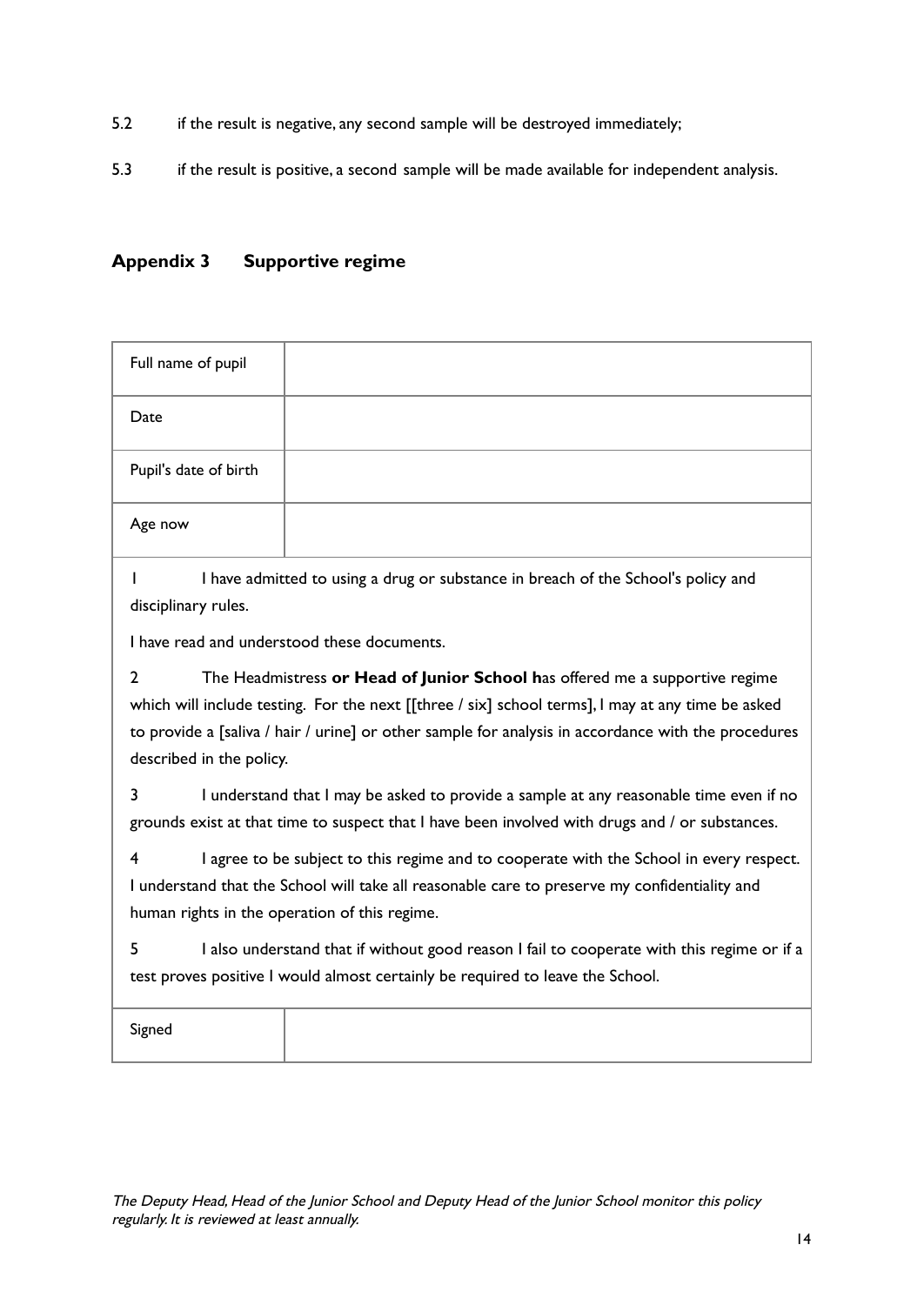5.2 if the result is negative, any second sample will be destroyed immediately;

5.3 if the result is positive, a second sample will be made available for independent analysis.

## Appendix 3 Supportive regime

| Full name of pupil | |
|---|---|
| Date | |
| Pupil's date of birth | |
| Age now | |

1 I have admitted to using a drug or substance in breach of the School's policy and disciplinary rules.

I have read and understood these documents.

2 The Headmistress **or Head of Junior School h**as offered me a supportive regime which will include testing. For the next [[three / six] school terms], I may at any time be asked to provide a [saliva / hair / urine] or other sample for analysis in accordance with the procedures described in the policy.

3 I understand that I may be asked to provide a sample at any reasonable time even if no grounds exist at that time to suspect that I have been involved with drugs and / or substances.

4 I agree to be subject to this regime and to cooperate with the School in every respect. I understand that the School will take all reasonable care to preserve my confidentiality and human rights in the operation of this regime.

5 I also understand that if without good reason I fail to cooperate with this regime or if a test proves positive I would almost certainly be required to leave the School.

| Signed | |
|---|---|

*The Deputy Head, Head of the Junior School and Deputy Head of the Junior School monitor this policy regularly. It is reviewed at least annually.*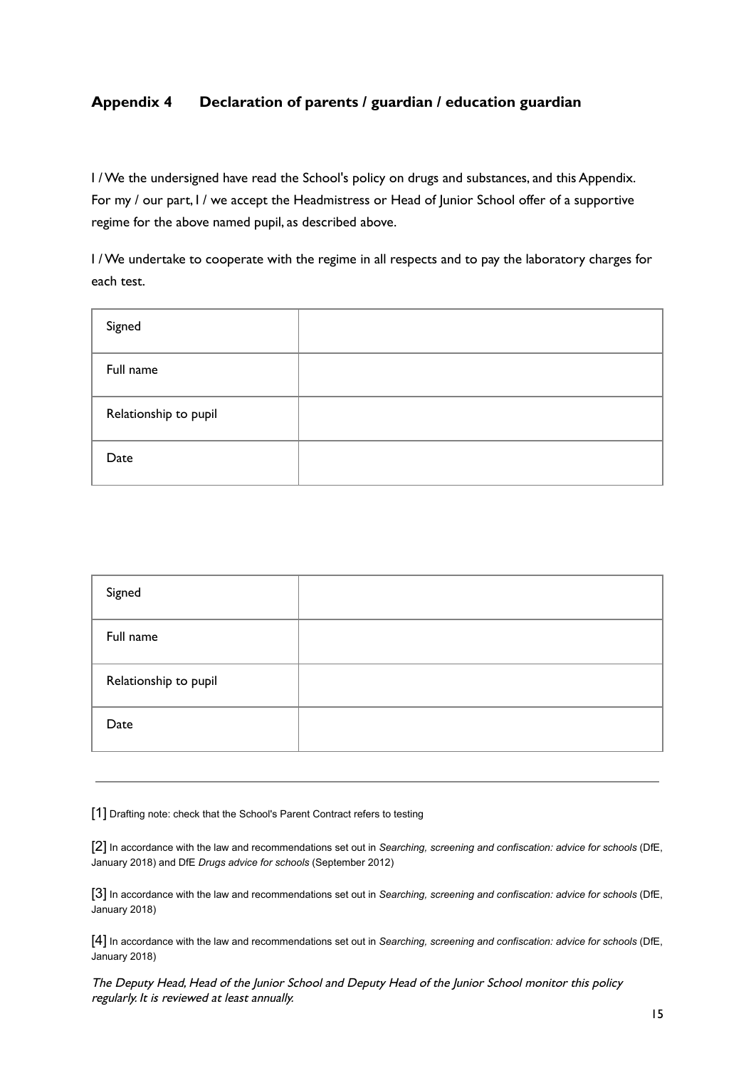## Appendix 4 Declaration of parents / guardian / education guardian

I / We the undersigned have read the School's policy on drugs and substances, and this Appendix. For my / our part, I / we accept the Headmistress or Head of Junior School offer of a supportive regime for the above named pupil, as described above.

I / We undertake to cooperate with the regime in all respects and to pay the laboratory charges for each test.

| | |
|---|---|
| Signed | |
| Full name | |
| Relationship to pupil | |
| Date | |

| | |
|---|---|
| Signed | |
| Full name | |
| Relationship to pupil | |
| Date | |

---

[1] Drafting note: check that the School's Parent Contract refers to testing

[2] In accordance with the law and recommendations set out in *Searching, screening and confiscation: advice for schools* (DfE, January 2018) and DfE *Drugs advice for schools* (September 2012)

[3] In accordance with the law and recommendations set out in *Searching, screening and confiscation: advice for schools* (DfE, January 2018)

[4] In accordance with the law and recommendations set out in *Searching, screening and confiscation: advice for schools* (DfE, January 2018)

*The Deputy Head, Head of the Junior School and Deputy Head of the Junior School monitor this policy regularly. It is reviewed at least annually.*